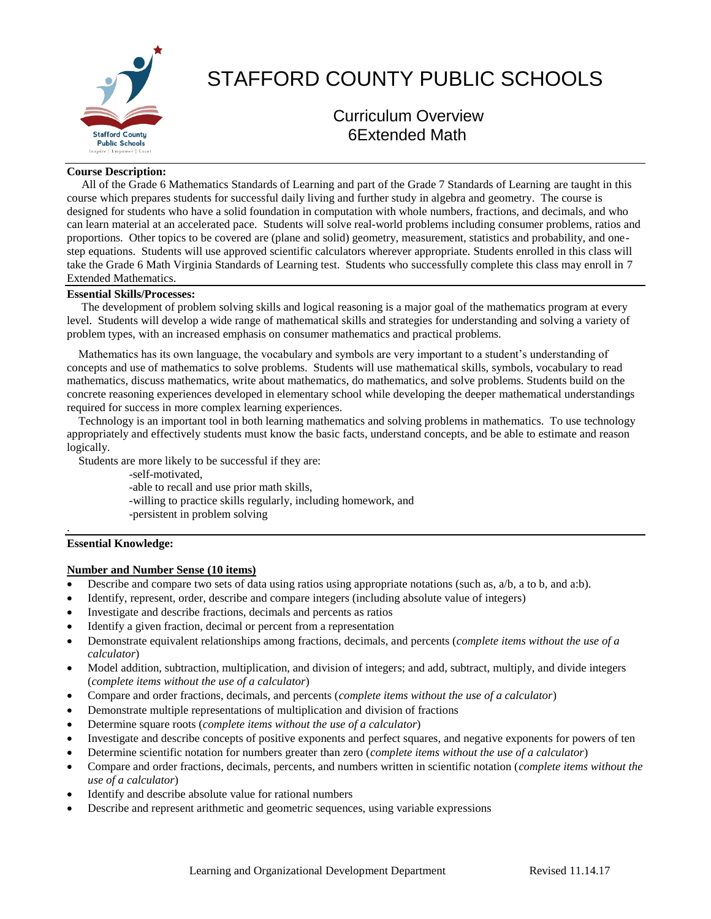# STAFFORD COUNTY PUBLIC SCHOOLS

## Curriculum Overview
## 6Extended Math

**Course Description:**

All of the Grade 6 Mathematics Standards of Learning and part of the Grade 7 Standards of Learning are taught in this course which prepares students for successful daily living and further study in algebra and geometry. The course is designed for students who have a solid foundation in computation with whole numbers, fractions, and decimals, and who can learn material at an accelerated pace. Students will solve real-world problems including consumer problems, ratios and proportions. Other topics to be covered are (plane and solid) geometry, measurement, statistics and probability, and one-step equations. Students will use approved scientific calculators wherever appropriate. Students enrolled in this class will take the Grade 6 Math Virginia Standards of Learning test. Students who successfully complete this class may enroll in 7 Extended Mathematics.

**Essential Skills/Processes:**

The development of problem solving skills and logical reasoning is a major goal of the mathematics program at every level. Students will develop a wide range of mathematical skills and strategies for understanding and solving a variety of problem types, with an increased emphasis on consumer mathematics and practical problems.

Mathematics has its own language, the vocabulary and symbols are very important to a student's understanding of concepts and use of mathematics to solve problems. Students will use mathematical skills, symbols, vocabulary to read mathematics, discuss mathematics, write about mathematics, do mathematics, and solve problems. Students build on the concrete reasoning experiences developed in elementary school while developing the deeper mathematical understandings required for success in more complex learning experiences.

Technology is an important tool in both learning mathematics and solving problems in mathematics. To use technology appropriately and effectively students must know the basic facts, understand concepts, and be able to estimate and reason logically.

Students are more likely to be successful if they are:

-self-motivated,
-able to recall and use prior math skills,
-willing to practice skills regularly, including homework, and
-persistent in problem solving

**Essential Knowledge:**

**Number and Number Sense (10 items)**

- Describe and compare two sets of data using ratios using appropriate notations (such as, a/b, a to b, and a:b).
- Identify, represent, order, describe and compare integers (including absolute value of integers)
- Investigate and describe fractions, decimals and percents as ratios
- Identify a given fraction, decimal or percent from a representation
- Demonstrate equivalent relationships among fractions, decimals, and percents (*complete items without the use of a calculator*)
- Model addition, subtraction, multiplication, and division of integers; and add, subtract, multiply, and divide integers (*complete items without the use of a calculator*)
- Compare and order fractions, decimals, and percents (*complete items without the use of a calculator*)
- Demonstrate multiple representations of multiplication and division of fractions
- Determine square roots (*complete items without the use of a calculator*)
- Investigate and describe concepts of positive exponents and perfect squares, and negative exponents for powers of ten
- Determine scientific notation for numbers greater than zero (*complete items without the use of a calculator*)
- Compare and order fractions, decimals, percents, and numbers written in scientific notation (*complete items without the use of a calculator*)
- Identify and describe absolute value for rational numbers
- Describe and represent arithmetic and geometric sequences, using variable expressions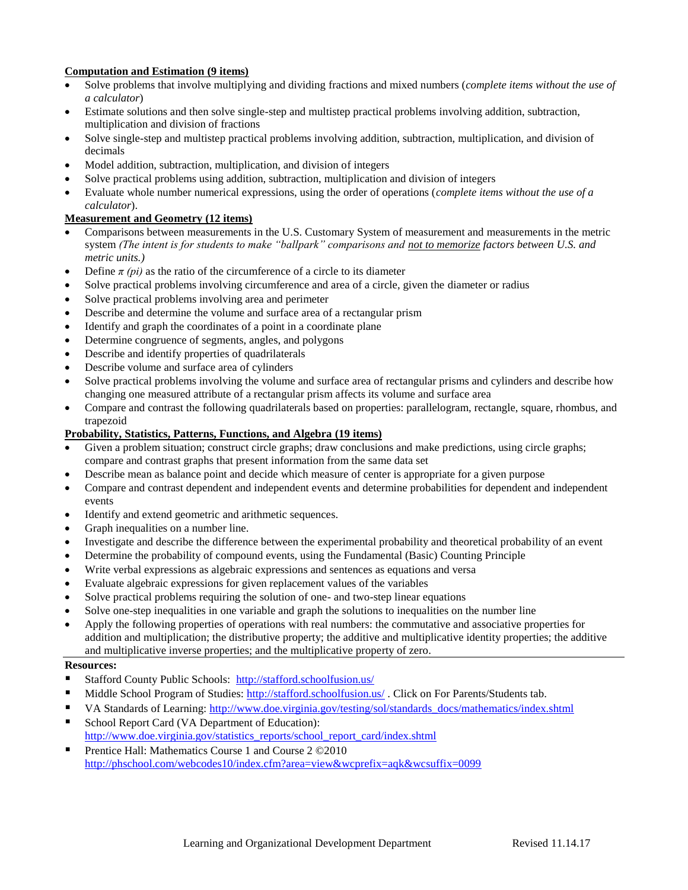**Computation and Estimation (9 items)**

- Solve problems that involve multiplying and dividing fractions and mixed numbers (*complete items without the use of a calculator*)
- Estimate solutions and then solve single-step and multistep practical problems involving addition, subtraction, multiplication and division of fractions
- Solve single-step and multistep practical problems involving addition, subtraction, multiplication, and division of decimals
- Model addition, subtraction, multiplication, and division of integers
- Solve practical problems using addition, subtraction, multiplication and division of integers
- Evaluate whole number numerical expressions, using the order of operations (*complete items without the use of a calculator*).

**Measurement and Geometry (12 items)**

- Comparisons between measurements in the U.S. Customary System of measurement and measurements in the metric system *(The intent is for students to make "ballpark" comparisons and not to memorize factors between U.S. and metric units.)*
- Define $\pi$ *(pi)* as the ratio of the circumference of a circle to its diameter
- Solve practical problems involving circumference and area of a circle, given the diameter or radius
- Solve practical problems involving area and perimeter
- Describe and determine the volume and surface area of a rectangular prism
- Identify and graph the coordinates of a point in a coordinate plane
- Determine congruence of segments, angles, and polygons
- Describe and identify properties of quadrilaterals
- Describe volume and surface area of cylinders
- Solve practical problems involving the volume and surface area of rectangular prisms and cylinders and describe how changing one measured attribute of a rectangular prism affects its volume and surface area
- Compare and contrast the following quadrilaterals based on properties: parallelogram, rectangle, square, rhombus, and trapezoid

**Probability, Statistics, Patterns, Functions, and Algebra (19 items)**

- Given a problem situation; construct circle graphs; draw conclusions and make predictions, using circle graphs; compare and contrast graphs that present information from the same data set
- Describe mean as balance point and decide which measure of center is appropriate for a given purpose
- Compare and contrast dependent and independent events and determine probabilities for dependent and independent events
- Identify and extend geometric and arithmetic sequences.
- Graph inequalities on a number line.
- Investigate and describe the difference between the experimental probability and theoretical probability of an event
- Determine the probability of compound events, using the Fundamental (Basic) Counting Principle
- Write verbal expressions as algebraic expressions and sentences as equations and versa
- Evaluate algebraic expressions for given replacement values of the variables
- Solve practical problems requiring the solution of one- and two-step linear equations
- Solve one-step inequalities in one variable and graph the solutions to inequalities on the number line
- Apply the following properties of operations with real numbers: the commutative and associative properties for addition and multiplication; the distributive property; the additive and multiplicative identity properties; the additive and multiplicative inverse properties; and the multiplicative property of zero.

**Resources:**

- Stafford County Public Schools: http://stafford.schoolfusion.us/
- Middle School Program of Studies: http://stafford.schoolfusion.us/ . Click on For Parents/Students tab.
- VA Standards of Learning: http://www.doe.virginia.gov/testing/sol/standards_docs/mathematics/index.shtml
- School Report Card (VA Department of Education): http://www.doe.virginia.gov/statistics_reports/school_report_card/index.shtml
- Prentice Hall: Mathematics Course 1 and Course 2 ©2010 http://phschool.com/webcodes10/index.cfm?area=view&wcprefix=aqk&wcsuffix=0099

Learning and Organizational Development Department Revised 11.14.17